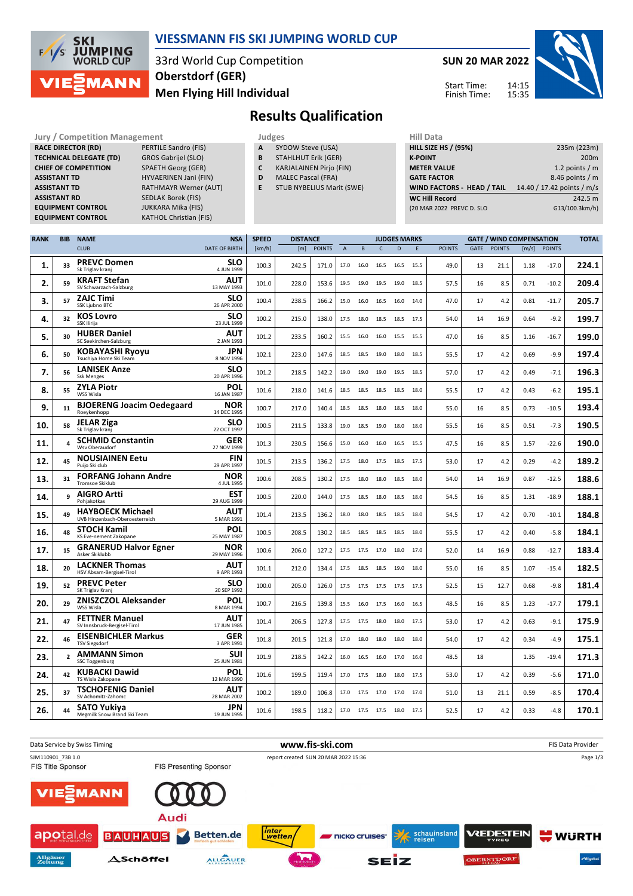# VIESSMANN FIS SKI JUMPING WORLD CUP

33rd World Cup Competition
Oberstdorf (GER)
Men Flying Hill Individual

**SUN 20 MAR 2022**

Start Time: 14:15
Finish Time: 15:35

## Results Qualification

| Jury / Competition Management | |
|---|---|
| RACE DIRECTOR (RD) | PERTILE Sandro (FIS) |
| TECHNICAL DELEGATE (TD) | GROS Gabrijel (SLO) |
| CHIEF OF COMPETITION | SPAETH Georg (GER) |
| ASSISTANT TD | HYVAERINEN Jani (FIN) |
| ASSISTANT TD | RATHMAYR Werner (AUT) |
| ASSISTANT RD | SEDLAK Borek (FIS) |
| EQUIPMENT CONTROL | JUKKARA Mika (FIS) |
| EQUIPMENT CONTROL | KATHOL Christian (FIS) |

| Judges | |
|---|---|
| A | SYDOW Steve (USA) |
| B | STAHLHUT Erik (GER) |
| C | KARJALAINEN Pirjo (FIN) |
| D | MALEC Pascal (FRA) |
| E | STUB NYBELIUS Marit (SWE) |

| Hill Data | |
|---|---|
| HILL SIZE HS / (95%) | 235m (223m) |
| K-POINT | 200m |
| METER VALUE | 1.2 points / m |
| GATE FACTOR | 8.46 points / m |
| WIND FACTORS - HEAD / TAIL | 14.40 / 17.42 points / m/s |
| WC Hill Record | 242.5 m |
| (20 MAR 2022 PREVC D. SLO | G13/100.3km/h) |

| RANK | BIB | NAME / CLUB | NSA / DATE OF BIRTH | SPEED [km/h] | DISTANCE [m] | DISTANCE POINTS | A | B | C | D | E | JUDGES POINTS | GATE | GATE POINTS | WIND [m/s] | WIND POINTS | TOTAL |
|---|---|---|---|---|---|---|---|---|---|---|---|---|---|---|---|---|---|
| 1. | 33 | PREVC Domen / Sk Triglav kranj | SLO / 4 JUN 1999 | 100.3 | 242.5 | 171.0 | 17.0 | 16.0 | 16.5 | 16.5 | 15.5 | 49.0 | 13 | 21.1 | 1.18 | -17.0 | 224.1 |
| 2. | 59 | KRAFT Stefan / SV Schwarzach-Salzburg | AUT / 13 MAY 1993 | 101.0 | 228.0 | 153.6 | 19.5 | 19.0 | 19.5 | 19.0 | 18.5 | 57.5 | 16 | 8.5 | 0.71 | -10.2 | 209.4 |
| 3. | 57 | ZAJC Timi / SSK Ljubno BTC | SLO / 26 APR 2000 | 100.4 | 238.5 | 166.2 | 15.0 | 16.0 | 16.5 | 16.0 | 14.0 | 47.0 | 17 | 4.2 | 0.81 | -11.7 | 205.7 |
| 4. | 32 | KOS Lovro / SSK Ilirija | SLO / 23 JUL 1999 | 100.2 | 215.0 | 138.0 | 17.5 | 18.0 | 18.5 | 18.5 | 17.5 | 54.0 | 14 | 16.9 | 0.64 | -9.2 | 199.7 |
| 5. | 30 | HUBER Daniel / SC Seekirchen-Salzburg | AUT / 2 JAN 1993 | 101.2 | 233.5 | 160.2 | 15.5 | 16.0 | 16.0 | 15.5 | 15.5 | 47.0 | 16 | 8.5 | 1.16 | -16.7 | 199.0 |
| 6. | 50 | KOBAYASHI Ryoyu / Tsuchiya Home Ski Team | JPN / 8 NOV 1996 | 102.1 | 223.0 | 147.6 | 18.5 | 18.5 | 19.0 | 18.0 | 18.5 | 55.5 | 17 | 4.2 | 0.69 | -9.9 | 197.4 |
| 7. | 56 | LANISEK Anze / Ssk Menges | SLO / 20 APR 1996 | 101.2 | 218.5 | 142.2 | 19.0 | 19.0 | 19.0 | 19.5 | 18.5 | 57.0 | 17 | 4.2 | 0.49 | -7.1 | 196.3 |
| 8. | 55 | ZYLA Piotr / WSS Wisla | POL / 16 JAN 1987 | 101.6 | 218.0 | 141.6 | 18.5 | 18.5 | 18.5 | 18.5 | 18.0 | 55.5 | 17 | 4.2 | 0.43 | -6.2 | 195.1 |
| 9. | 11 | BJOERENG Joacim Oedegaard / Roeykenhopp | NOR / 14 DEC 1995 | 100.7 | 217.0 | 140.4 | 18.5 | 18.5 | 18.0 | 18.5 | 18.0 | 55.0 | 16 | 8.5 | 0.73 | -10.5 | 193.4 |
| 10. | 58 | JELAR Ziga / Sk Triglav kranj | SLO / 22 OCT 1997 | 100.5 | 211.5 | 133.8 | 19.0 | 18.5 | 19.0 | 18.0 | 18.0 | 55.5 | 16 | 8.5 | 0.51 | -7.3 | 190.5 |
| 11. | 4 | SCHMID Constantin / Wsv Oberaudorf | GER / 27 NOV 1999 | 101.3 | 230.5 | 156.6 | 15.0 | 16.0 | 16.0 | 16.5 | 15.5 | 47.5 | 16 | 8.5 | 1.57 | -22.6 | 190.0 |
| 12. | 45 | NOUSIAINEN Eetu / Puijo Ski club | FIN / 29 APR 1997 | 101.5 | 213.5 | 136.2 | 17.5 | 18.0 | 17.5 | 18.5 | 17.5 | 53.0 | 17 | 4.2 | 0.29 | -4.2 | 189.2 |
| 13. | 31 | FORFANG Johann Andre / Tromsoe Skiklub | NOR / 4 JUL 1995 | 100.6 | 208.5 | 130.2 | 17.5 | 18.0 | 18.0 | 18.5 | 18.0 | 54.0 | 14 | 16.9 | 0.87 | -12.5 | 188.6 |
| 14. | 9 | AIGRO Artti / Pohjakotkas | EST / 29 AUG 1999 | 100.5 | 220.0 | 144.0 | 17.5 | 18.5 | 18.0 | 18.5 | 18.0 | 54.5 | 16 | 8.5 | 1.31 | -18.9 | 188.1 |
| 15. | 49 | HAYBOECK Michael / UVB Hinzenbach-Oberoesterreich | AUT / 5 MAR 1991 | 101.4 | 213.5 | 136.2 | 18.0 | 18.0 | 18.5 | 18.5 | 18.0 | 54.5 | 17 | 4.2 | 0.70 | -10.1 | 184.8 |
| 16. | 48 | STOCH Kamil / KS Eve-nement Zakopane | POL / 25 MAY 1987 | 100.5 | 208.5 | 130.2 | 18.5 | 18.5 | 18.5 | 18.5 | 18.0 | 55.5 | 17 | 4.2 | 0.40 | -5.8 | 184.1 |
| 17. | 15 | GRANERUD Halvor Egner / Asker Skiklubb | NOR / 29 MAY 1996 | 100.6 | 206.0 | 127.2 | 17.5 | 17.5 | 17.0 | 18.0 | 17.0 | 52.0 | 14 | 16.9 | 0.88 | -12.7 | 183.4 |
| 18. | 20 | LACKNER Thomas / HSV Absam-Bergisel-Tirol | AUT / 9 APR 1993 | 101.1 | 212.0 | 134.4 | 17.5 | 18.5 | 18.5 | 19.0 | 18.0 | 55.0 | 16 | 8.5 | 1.07 | -15.4 | 182.5 |
| 19. | 52 | PREVC Peter / SK Triglav Kranj | SLO / 20 SEP 1992 | 100.0 | 205.0 | 126.0 | 17.5 | 17.5 | 17.5 | 17.5 | 17.5 | 52.5 | 15 | 12.7 | 0.68 | -9.8 | 181.4 |
| 20. | 29 | ZNISZCZOL Aleksander / WSS Wisla | POL / 8 MAR 1994 | 100.7 | 216.5 | 139.8 | 15.5 | 16.0 | 17.5 | 16.0 | 16.5 | 48.5 | 16 | 8.5 | 1.23 | -17.7 | 179.1 |
| 21. | 47 | FETTNER Manuel / SV Innsbruck-Bergisel-Tirol | AUT / 17 JUN 1985 | 101.4 | 206.5 | 127.8 | 17.5 | 17.5 | 18.0 | 18.0 | 17.5 | 53.0 | 17 | 4.2 | 0.63 | -9.1 | 175.9 |
| 22. | 46 | EISENBICHLER Markus / TSV Siegsdorf | GER / 3 APR 1991 | 101.8 | 201.5 | 121.8 | 17.0 | 18.0 | 18.0 | 18.0 | 18.0 | 54.0 | 17 | 4.2 | 0.34 | -4.9 | 175.1 |
| 23. | 2 | AMMANN Simon / SSC Toggenburg | SUI / 25 JUN 1981 | 101.9 | 218.5 | 142.2 | 16.0 | 16.5 | 16.0 | 17.0 | 16.0 | 48.5 | 18 | | 1.35 | -19.4 | 171.3 |
| 24. | 42 | KUBACKI Dawid / TS Wisla Zakopane | POL / 12 MAR 1990 | 101.6 | 199.5 | 119.4 | 17.0 | 17.5 | 18.0 | 18.0 | 17.5 | 53.0 | 17 | 4.2 | 0.39 | -5.6 | 171.0 |
| 25. | 37 | TSCHOFENIG Daniel / SV Achomitz-Zahomc | AUT / 28 MAR 2002 | 100.2 | 189.0 | 106.8 | 17.0 | 17.5 | 17.0 | 17.0 | 17.0 | 51.0 | 13 | 21.1 | 0.59 | -8.5 | 170.4 |
| 26. | 44 | SATO Yukiya / Megmilk Snow Brand Ski Team | JPN / 19 JUN 1995 | 101.6 | 198.5 | 118.2 | 17.0 | 17.5 | 17.5 | 18.0 | 17.5 | 52.5 | 17 | 4.2 | 0.33 | -4.8 | 170.1 |

Data Service by Swiss Timing — www.fis-ski.com — FIS Data Provider

SJM110901_73B 1.0 — report created SUN 20 MAR 2022 15:36

FIS Title Sponsor: VIESSMANN — FIS Presenting Sponsor: Audi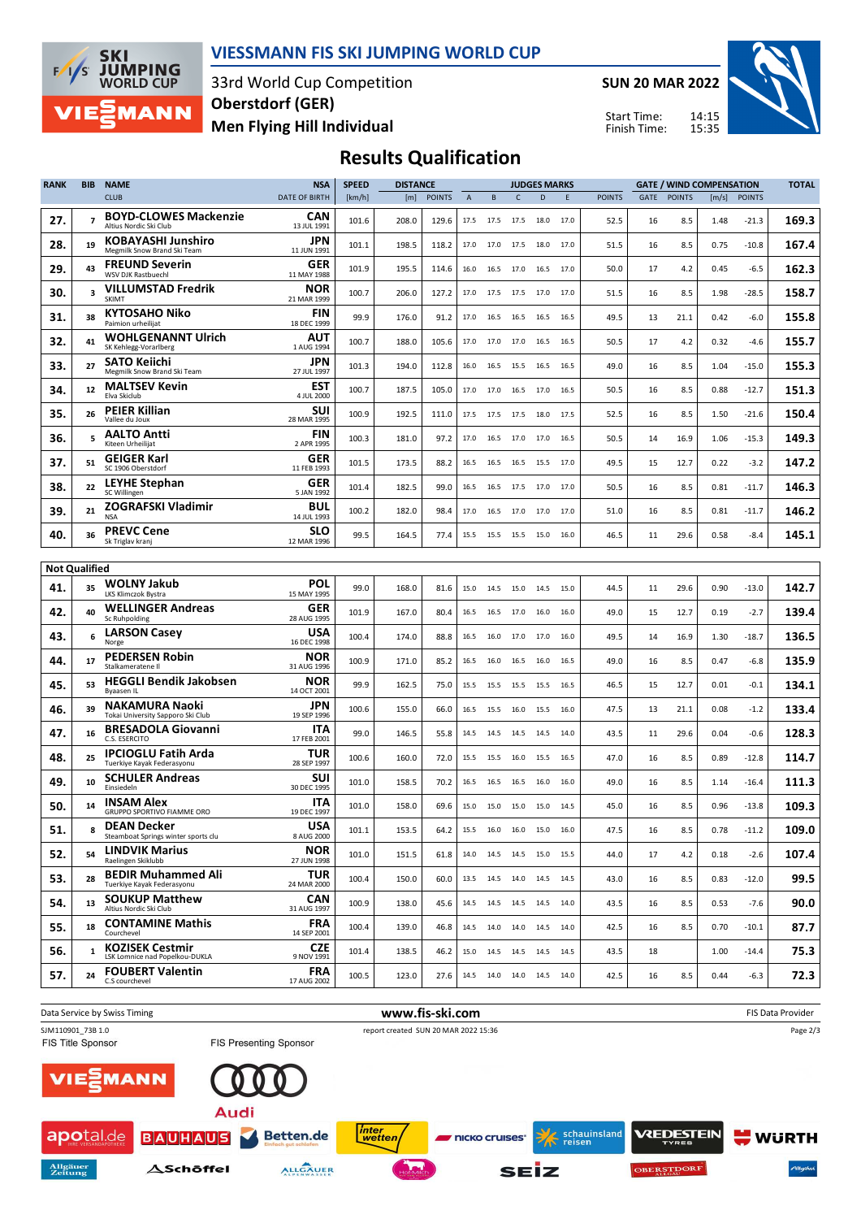# VIESSMANN FIS SKI JUMPING WORLD CUP

33rd World Cup Competition
Oberstdorf (GER)
Men Flying Hill Individual

SUN 20 MAR 2022

Start Time: 14:15
Finish Time: 15:35

## Results Qualification

| RANK | BIB | NAME / CLUB | NSA / DATE OF BIRTH | SPEED [km/h] | DISTANCE [m] | DISTANCE POINTS | A | B | C | D | E | JUDGES POINTS | GATE | GATE POINTS | WIND [m/s] | WIND POINTS | TOTAL |
|---|---|---|---|---|---|---|---|---|---|---|---|---|---|---|---|---|---|
| 27. | 7 | **BOYD-CLOWES Mackenzie** Altius Nordic Ski Club | CAN 13 JUL 1991 | 101.6 | 208.0 | 129.6 | 17.5 | 17.5 | 17.5 | 18.0 | 17.0 | 52.5 | 16 | 8.5 | 1.48 | -21.3 | 169.3 |
| 28. | 19 | **KOBAYASHI Junshiro** Megmilk Snow Brand Ski Team | JPN 11 JUN 1991 | 101.1 | 198.5 | 118.2 | 17.0 | 17.0 | 17.5 | 18.0 | 17.0 | 51.5 | 16 | 8.5 | 0.75 | -10.8 | 167.4 |
| 29. | 43 | **FREUND Severin** WSV DJK Rastbuechl | GER 11 MAY 1988 | 101.9 | 195.5 | 114.6 | 16.0 | 16.5 | 17.0 | 16.5 | 17.0 | 50.0 | 17 | 4.2 | 0.45 | -6.5 | 162.3 |
| 30. | 3 | **VILLUMSTAD Fredrik** SKIMT | NOR 21 MAR 1999 | 100.7 | 206.0 | 127.2 | 17.0 | 17.5 | 17.5 | 17.0 | 17.0 | 51.5 | 16 | 8.5 | 1.98 | -28.5 | 158.7 |
| 31. | 38 | **KYTOSAHO Niko** Paimion urheilijat | FIN 18 DEC 1999 | 99.9 | 176.0 | 91.2 | 17.0 | 16.5 | 16.5 | 16.5 | 16.5 | 49.5 | 13 | 21.1 | 0.42 | -6.0 | 155.8 |
| 32. | 41 | **WOHLGENANNT Ulrich** SK Kehlegg-Vorarlberg | AUT 1 AUG 1994 | 100.7 | 188.0 | 105.6 | 17.0 | 17.0 | 17.0 | 16.5 | 16.5 | 50.5 | 17 | 4.2 | 0.32 | -4.6 | 155.7 |
| 33. | 27 | **SATO Keiichi** Megmilk Snow Brand Ski Team | JPN 27 JUL 1997 | 101.3 | 194.0 | 112.8 | 16.0 | 16.5 | 15.5 | 16.5 | 16.5 | 49.0 | 16 | 8.5 | 1.04 | -15.0 | 155.3 |
| 34. | 12 | **MALTSEV Kevin** Elva Skiclub | EST 4 JUL 2000 | 100.7 | 187.5 | 105.0 | 17.0 | 17.0 | 16.5 | 17.0 | 16.5 | 50.5 | 16 | 8.5 | 0.88 | -12.7 | 151.3 |
| 35. | 26 | **PEIER Killian** Vallee du Joux | SUI 28 MAR 1995 | 100.9 | 192.5 | 111.0 | 17.5 | 17.5 | 17.5 | 18.0 | 17.5 | 52.5 | 16 | 8.5 | 1.50 | -21.6 | 150.4 |
| 36. | 5 | **AALTO Antti** Kiteen Urheilijat | FIN 2 APR 1995 | 100.3 | 181.0 | 97.2 | 17.0 | 16.5 | 17.0 | 17.0 | 16.5 | 50.5 | 14 | 16.9 | 1.06 | -15.3 | 149.3 |
| 37. | 51 | **GEIGER Karl** SC 1906 Oberstdorf | GER 11 FEB 1993 | 101.5 | 173.5 | 88.2 | 16.5 | 16.5 | 16.5 | 15.5 | 17.0 | 49.5 | 15 | 12.7 | 0.22 | -3.2 | 147.2 |
| 38. | 22 | **LEYHE Stephan** SC Willingen | GER 5 JAN 1992 | 101.4 | 182.5 | 99.0 | 16.5 | 16.5 | 17.5 | 17.0 | 17.0 | 50.5 | 16 | 8.5 | 0.81 | -11.7 | 146.3 |
| 39. | 21 | **ZOGRAFSKI Vladimir** NSA | BUL 14 JUL 1993 | 100.2 | 182.0 | 98.4 | 17.0 | 16.5 | 17.0 | 17.0 | 17.0 | 51.0 | 16 | 8.5 | 0.81 | -11.7 | 146.2 |
| 40. | 36 | **PREVC Cene** Sk Triglav kranj | SLO 12 MAR 1996 | 99.5 | 164.5 | 77.4 | 15.5 | 15.5 | 15.5 | 15.0 | 16.0 | 46.5 | 11 | 29.6 | 0.58 | -8.4 | 145.1 |

**Not Qualified**

| RANK | BIB | NAME / CLUB | NSA / DATE OF BIRTH | SPEED [km/h] | DISTANCE [m] | DISTANCE POINTS | A | B | C | D | E | JUDGES POINTS | GATE | GATE POINTS | WIND [m/s] | WIND POINTS | TOTAL |
|---|---|---|---|---|---|---|---|---|---|---|---|---|---|---|---|---|---|
| 41. | 35 | **WOLNY Jakub** LKS Klimczok Bystra | POL 15 MAY 1995 | 99.0 | 168.0 | 81.6 | 15.0 | 14.5 | 15.0 | 14.5 | 15.0 | 44.5 | 11 | 29.6 | 0.90 | -13.0 | 142.7 |
| 42. | 40 | **WELLINGER Andreas** Sc Ruhpolding | GER 28 AUG 1995 | 101.9 | 167.0 | 80.4 | 16.5 | 16.5 | 17.0 | 16.0 | 16.0 | 49.0 | 15 | 12.7 | 0.19 | -2.7 | 139.4 |
| 43. | 6 | **LARSON Casey** Norge | USA 16 DEC 1998 | 100.4 | 174.0 | 88.8 | 16.5 | 16.0 | 17.0 | 17.0 | 16.0 | 49.5 | 14 | 16.9 | 1.30 | -18.7 | 136.5 |
| 44. | 17 | **PEDERSEN Robin** Stalkameratene Il | NOR 31 AUG 1996 | 100.9 | 171.0 | 85.2 | 16.5 | 16.0 | 16.5 | 16.0 | 16.5 | 49.0 | 16 | 8.5 | 0.47 | -6.8 | 135.9 |
| 45. | 53 | **HEGGLI Bendik Jakobsen** Byaasen IL | NOR 14 OCT 2001 | 99.9 | 162.5 | 75.0 | 15.5 | 15.5 | 15.5 | 15.5 | 16.5 | 46.5 | 15 | 12.7 | 0.01 | -0.1 | 134.1 |
| 46. | 39 | **NAKAMURA Naoki** Tokai University Sapporo Ski Club | JPN 19 SEP 1996 | 100.6 | 155.0 | 66.0 | 16.5 | 15.5 | 16.0 | 15.5 | 16.0 | 47.5 | 13 | 21.1 | 0.08 | -1.2 | 133.4 |
| 47. | 16 | **BRESADOLA Giovanni** C.S. ESERCITO | ITA 17 FEB 2001 | 99.0 | 146.5 | 55.8 | 14.5 | 14.5 | 14.5 | 14.5 | 14.0 | 43.5 | 11 | 29.6 | 0.04 | -0.6 | 128.3 |
| 48. | 25 | **IPCIOGLU Fatih Arda** Tuerkiye Kayak Federasyonu | TUR 28 SEP 1997 | 100.6 | 160.0 | 72.0 | 15.5 | 15.5 | 16.0 | 15.5 | 16.5 | 47.0 | 16 | 8.5 | 0.89 | -12.8 | 114.7 |
| 49. | 10 | **SCHULER Andreas** Einsiedeln | SUI 30 DEC 1995 | 101.0 | 158.5 | 70.2 | 16.5 | 16.5 | 16.5 | 16.0 | 16.0 | 49.0 | 16 | 8.5 | 1.14 | -16.4 | 111.3 |
| 50. | 14 | **INSAM Alex** GRUPPO SPORTIVO FIAMME ORO | ITA 19 DEC 1997 | 101.0 | 158.0 | 69.6 | 15.0 | 15.0 | 15.0 | 15.0 | 14.5 | 45.0 | 16 | 8.5 | 0.96 | -13.8 | 109.3 |
| 51. | 8 | **DEAN Decker** Steamboat Springs winter sports clu | USA 8 AUG 2000 | 101.1 | 153.5 | 64.2 | 15.5 | 16.0 | 16.0 | 15.0 | 16.0 | 47.5 | 16 | 8.5 | 0.78 | -11.2 | 109.0 |
| 52. | 54 | **LINDVIK Marius** Raelingen Skiklubb | NOR 27 JUN 1998 | 101.0 | 151.5 | 61.8 | 14.0 | 14.5 | 14.5 | 15.0 | 15.5 | 44.0 | 17 | 4.2 | 0.18 | -2.6 | 107.4 |
| 53. | 28 | **BEDIR Muhammed Ali** Tuerkiye Kayak Federasyonu | TUR 24 MAR 2000 | 100.4 | 150.0 | 60.0 | 13.5 | 14.5 | 14.0 | 14.5 | 14.5 | 43.0 | 16 | 8.5 | 0.83 | -12.0 | 99.5 |
| 54. | 13 | **SOUKUP Matthew** Altius Nordic Ski Club | CAN 31 AUG 1997 | 100.9 | 138.0 | 45.6 | 14.5 | 14.5 | 14.5 | 14.5 | 14.0 | 43.5 | 16 | 8.5 | 0.53 | -7.6 | 90.0 |
| 55. | 18 | **CONTAMINE Mathis** Courchevel | FRA 14 SEP 2001 | 100.4 | 139.0 | 46.8 | 14.5 | 14.0 | 14.0 | 14.5 | 14.0 | 42.5 | 16 | 8.5 | 0.70 | -10.1 | 87.7 |
| 56. | 1 | **KOZISEK Cestmir** LSK Lomnice nad Popelkou-DUKLA | CZE 9 NOV 1991 | 101.4 | 138.5 | 46.2 | 15.0 | 14.5 | 14.5 | 14.5 | 14.5 | 43.5 | 18 | | 1.00 | -14.4 | 75.3 |
| 57. | 24 | **FOUBERT Valentin** C.S courchevel | FRA 17 AUG 2002 | 100.5 | 123.0 | 27.6 | 14.5 | 14.0 | 14.0 | 14.5 | 14.0 | 42.5 | 16 | 8.5 | 0.44 | -6.3 | 72.3 |

Data Service by Swiss Timing | www.fis-ski.com | FIS Data Provider

SJM110901_73B 1.0 | report created SUN 20 MAR 2022 15:36

FIS Title Sponsor | FIS Presenting Sponsor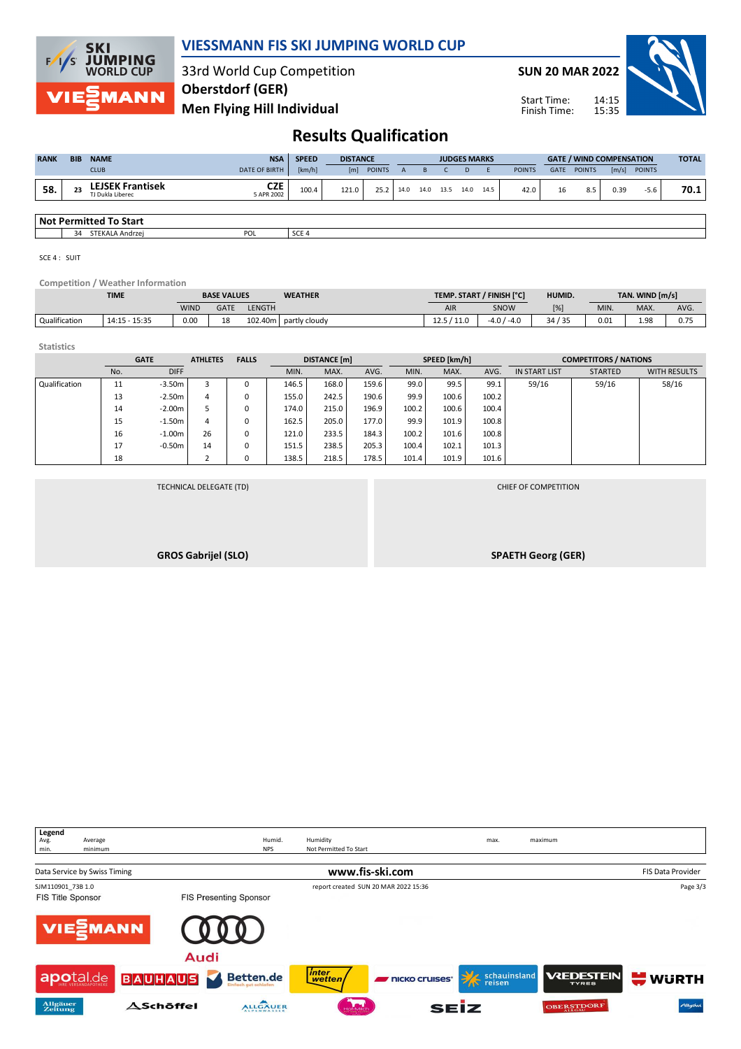# VIESSMANN FIS SKI JUMPING WORLD CUP

33rd World Cup Competition
Oberstdorf (GER)
Men Flying Hill Individual

SUN 20 MAR 2022

Start Time: 14:15
Finish Time: 15:35

## Results Qualification

| RANK | BIB | NAME / CLUB | NSA / DATE OF BIRTH | SPEED [km/h] | DISTANCE [m] | DISTANCE POINTS | A | B | C | D | E | JUDGES POINTS | GATE | GATE POINTS | WIND [m/s] | WIND POINTS | TOTAL |
|---|---|---|---|---|---|---|---|---|---|---|---|---|---|---|---|---|---|
| 58. | 23 | LEJSEK Frantisek / TJ Dukla Liberec | CZE / 5 APR 2002 | 100.4 | 121.0 | 25.2 | 14.0 | 14.0 | 13.5 | 14.0 | 14.5 | 42.0 | 16 | 8.5 | 0.39 | -5.6 | 70.1 |

### Not Permitted To Start

| BIB | NAME | NSA | REASON |
|---|---|---|---|
| 34 | STEKALA Andrzej | POL | SCE 4 |

SCE 4 : SUIT

### Competition / Weather Information

| | TIME | BASE VALUES WIND | BASE VALUES GATE | BASE VALUES LENGTH | WEATHER | TEMP. AIR [°C] | TEMP. SNOW [°C] | HUMID. [%] | TAN. WIND MIN. [m/s] | TAN. WIND MAX. [m/s] | TAN. WIND AVG. [m/s] |
|---|---|---|---|---|---|---|---|---|---|---|---|
| Qualification | 14:15 - 15:35 | 0.00 | 18 | 102.40m | partly cloudy | 12.5 / 11.0 | -4.0 / -4.0 | 34 / 35 | 0.01 | 1.98 | 0.75 |

### Statistics

| | GATE No. | GATE DIFF | ATHLETES | FALLS | DISTANCE MIN. [m] | DISTANCE MAX. [m] | DISTANCE AVG. [m] | SPEED MIN. [km/h] | SPEED MAX. [km/h] | SPEED AVG. [km/h] | IN START LIST | STARTED | WITH RESULTS |
|---|---|---|---|---|---|---|---|---|---|---|---|---|---|
| Qualification | 11 | -3.50m | 3 | 0 | 146.5 | 168.0 | 159.6 | 99.0 | 99.5 | 99.1 | 59/16 | 59/16 | 58/16 |
| | 13 | -2.50m | 4 | 0 | 155.0 | 242.5 | 190.6 | 99.9 | 100.6 | 100.2 | | | |
| | 14 | -2.00m | 5 | 0 | 174.0 | 215.0 | 196.9 | 100.2 | 100.6 | 100.4 | | | |
| | 15 | -1.50m | 4 | 0 | 162.5 | 205.0 | 177.0 | 99.9 | 101.9 | 100.8 | | | |
| | 16 | -1.00m | 26 | 0 | 121.0 | 233.5 | 184.3 | 100.2 | 101.6 | 100.8 | | | |
| | 17 | -0.50m | 14 | 0 | 151.5 | 238.5 | 205.3 | 100.4 | 102.1 | 101.3 | | | |
| | 18 | | 2 | 0 | 138.5 | 218.5 | 178.5 | 101.4 | 101.9 | 101.6 | | | |

TECHNICAL DELEGATE (TD): **GROS Gabrijel (SLO)**

CHIEF OF COMPETITION: **SPAETH Georg (GER)**

Legend
Avg. Average
min. minimum
Humid. Humidity
NPS Not Permitted To Start
max. maximum

Data Service by Swiss Timing — www.fis-ski.com — FIS Data Provider
SJM110901_73B 1.0 — report created SUN 20 MAR 2022 15:36